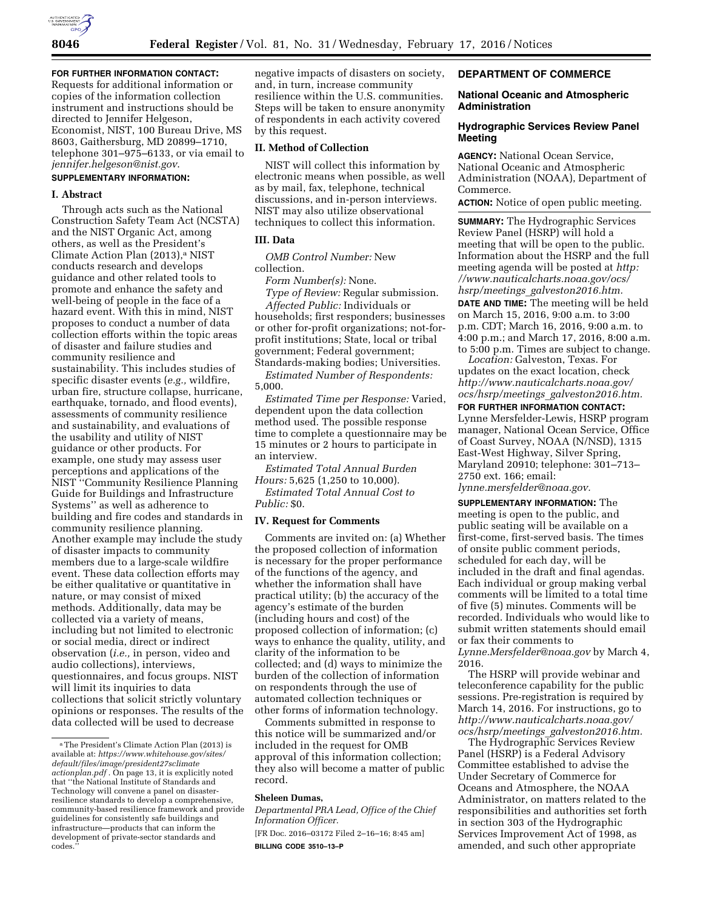**FOR FURTHER INFORMATION CONTACT:** Requests for additional information or copies of the information collection instrument and instructions should be directed to Jennifer Helgeson, Economist, NIST, 100 Bureau Drive, MS 8603, Gaithersburg, MD 20899–1710, telephone 301–975–6133, or via email to *jennifer.helgeson@nist.gov*.

**SUPPLEMENTARY INFORMATION:**

## I. Abstract

Through acts such as the National Construction Safety Team Act (NCSTA) and the NIST Organic Act, among others, as well as the President's Climate Action Plan (2013),[a] NIST conducts research and develops guidance and other related tools to promote and enhance the safety and well-being of people in the face of a hazard event. With this in mind, NIST proposes to conduct a number of data collection efforts within the topic areas of disaster and failure studies and community resilience and sustainability. This includes studies of specific disaster events (*e.g.,* wildfire, urban fire, structure collapse, hurricane, earthquake, tornado, and flood events), assessments of community resilience and sustainability, and evaluations of the usability and utility of NIST guidance or other products. For example, one study may assess user perceptions and applications of the NIST ''Community Resilience Planning Guide for Buildings and Infrastructure Systems'' as well as adherence to building and fire codes and standards in community resilience planning. Another example may include the study of disaster impacts to community members due to a large-scale wildfire event. These data collection efforts may be either qualitative or quantitative in nature, or may consist of mixed methods. Additionally, data may be collected via a variety of means, including but not limited to electronic or social media, direct or indirect observation (*i.e.,* in person, video and audio collections), interviews, questionnaires, and focus groups. NIST will limit its inquiries to data collections that solicit strictly voluntary opinions or responses. The results of the data collected will be used to decrease negative impacts of disasters on society, and, in turn, increase community resilience within the U.S. communities. Steps will be taken to ensure anonymity of respondents in each activity covered by this request.

## II. Method of Collection

NIST will collect this information by electronic means when possible, as well as by mail, fax, telephone, technical discussions, and in-person interviews. NIST may also utilize observational techniques to collect this information.

## III. Data

*OMB Control Number:* New collection.

*Form Number(s):* None.

*Type of Review:* Regular submission.

*Affected Public:* Individuals or households; first responders; businesses or other for-profit organizations; not-for-profit institutions; State, local or tribal government; Federal government; Standards-making bodies; Universities.

*Estimated Number of Respondents:* 5,000.

*Estimated Time per Response:* Varied, dependent upon the data collection method used. The possible response time to complete a questionnaire may be 15 minutes or 2 hours to participate in an interview.

*Estimated Total Annual Burden Hours:* 5,625 (1,250 to 10,000).

*Estimated Total Annual Cost to Public:* $0.

## IV. Request for Comments

Comments are invited on: (a) Whether the proposed collection of information is necessary for the proper performance of the functions of the agency, and whether the information shall have practical utility; (b) the accuracy of the agency's estimate of the burden (including hours and cost) of the proposed collection of information; (c) ways to enhance the quality, utility, and clarity of the information to be collected; and (d) ways to minimize the burden of the collection of information on respondents through the use of automated collection techniques or other forms of information technology.

Comments submitted in response to this notice will be summarized and/or included in the request for OMB approval of this information collection; they also will become a matter of public record.

**Sheleen Dumas,**

*Departmental PRA Lead, Office of the Chief Information Officer.*

[FR Doc. 2016–03172 Filed 2–16–16; 8:45 am]

**BILLING CODE 3510–13–P**

[a] The President's Climate Action Plan (2013) is available at: *https://www.whitehouse.gov/sites/default/files/image/president27sclimateactionplan.pdf* . On page 13, it is explicitly noted that ''the National Institute of Standards and Technology will convene a panel on disaster-resilience standards to develop a comprehensive, community-based resilience framework and provide guidelines for consistently safe buildings and infrastructure—products that can inform the development of private-sector standards and codes.''

# DEPARTMENT OF COMMERCE

## National Oceanic and Atmospheric Administration

### Hydrographic Services Review Panel Meeting

**AGENCY:** National Ocean Service, National Oceanic and Atmospheric Administration (NOAA), Department of Commerce.

**ACTION:** Notice of open public meeting.

**SUMMARY:** The Hydrographic Services Review Panel (HSRP) will hold a meeting that will be open to the public. Information about the HSRP and the full meeting agenda will be posted at *http://www.nauticalcharts.noaa.gov/ocs/hsrp/meetings_galveston2016.htm.*

**DATE AND TIME:** The meeting will be held on March 15, 2016, 9:00 a.m. to 3:00 p.m. CDT; March 16, 2016, 9:00 a.m. to 4:00 p.m.; and March 17, 2016, 8:00 a.m. to 5:00 p.m. Times are subject to change.

*Location:* Galveston, Texas. For updates on the exact location, check *http://www.nauticalcharts.noaa.gov/ocs/hsrp/meetings_galveston2016.htm.*

**FOR FURTHER INFORMATION CONTACT:** Lynne Mersfelder-Lewis, HSRP program manager, National Ocean Service, Office of Coast Survey, NOAA (N/NSD), 1315 East-West Highway, Silver Spring, Maryland 20910; telephone: 301–713–2750 ext. 166; email: *lynne.mersfelder@noaa.gov.*

**SUPPLEMENTARY INFORMATION:** The meeting is open to the public, and public seating will be available on a first-come, first-served basis. The times of onsite public comment periods, scheduled for each day, will be included in the draft and final agendas. Each individual or group making verbal comments will be limited to a total time of five (5) minutes. Comments will be recorded. Individuals who would like to submit written statements should email or fax their comments to *Lynne.Mersfelder@noaa.gov* by March 4, 2016.

The HSRP will provide webinar and teleconference capability for the public sessions. Pre-registration is required by March 14, 2016. For instructions, go to *http://www.nauticalcharts.noaa.gov/ocs/hsrp/meetings_galveston2016.htm.*

The Hydrographic Services Review Panel (HSRP) is a Federal Advisory Committee established to advise the Under Secretary of Commerce for Oceans and Atmosphere, the NOAA Administrator, on matters related to the responsibilities and authorities set forth in section 303 of the Hydrographic Services Improvement Act of 1998, as amended, and such other appropriate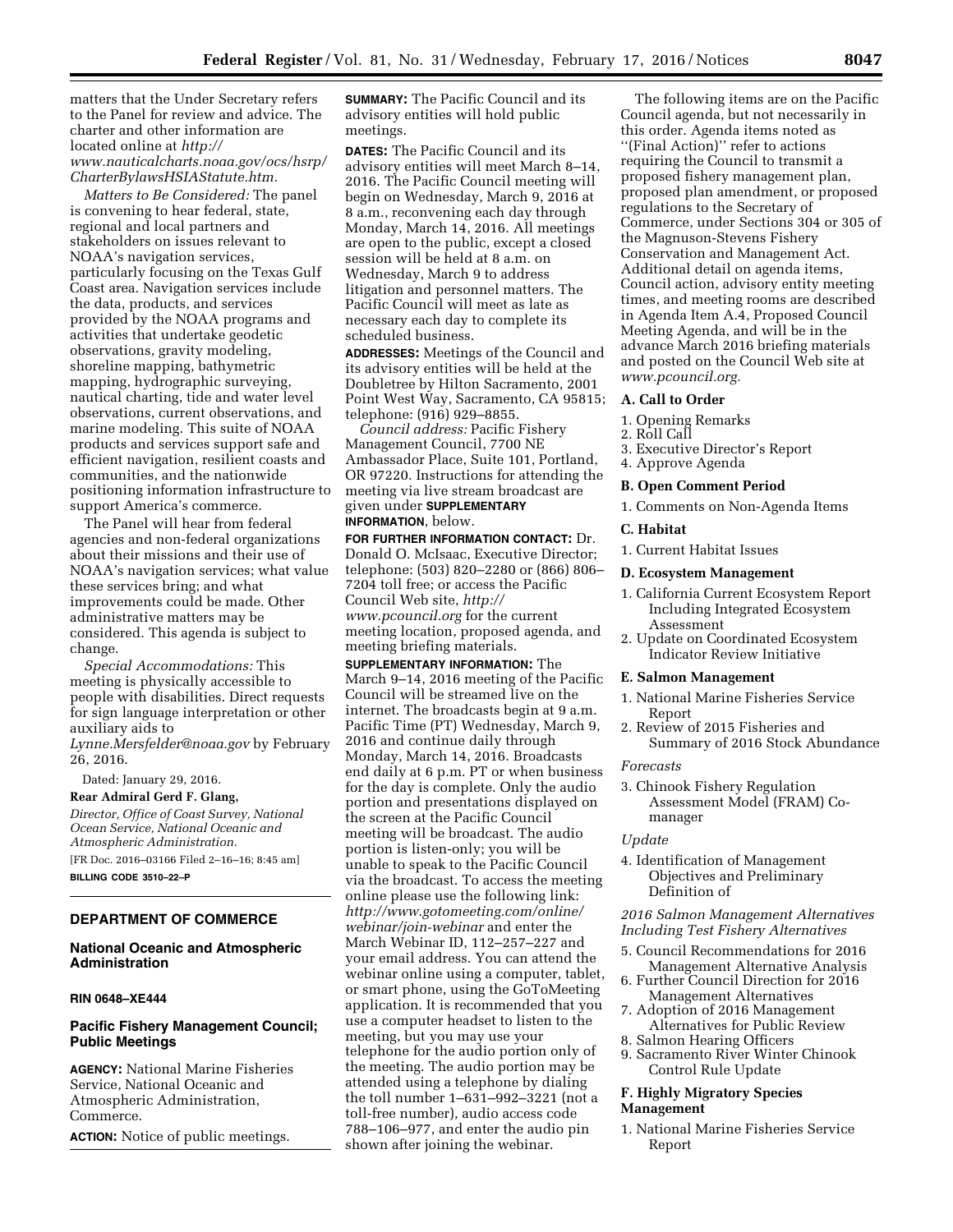matters that the Under Secretary refers to the Panel for review and advice. The charter and other information are located online at *http://www.nauticalcharts.noaa.gov/ocs/hsrp/CharterBylawsHSIAStatute.htm.*

*Matters to Be Considered:* The panel is convening to hear federal, state, regional and local partners and stakeholders on issues relevant to NOAA's navigation services, particularly focusing on the Texas Gulf Coast area. Navigation services include the data, products, and services provided by the NOAA programs and activities that undertake geodetic observations, gravity modeling, shoreline mapping, bathymetric mapping, hydrographic surveying, nautical charting, tide and water level observations, current observations, and marine modeling. This suite of NOAA products and services support safe and efficient navigation, resilient coasts and communities, and the nationwide positioning information infrastructure to support America's commerce.

The Panel will hear from federal agencies and non-federal organizations about their missions and their use of NOAA's navigation services; what value these services bring; and what improvements could be made. Other administrative matters may be considered. This agenda is subject to change.

*Special Accommodations:* This meeting is physically accessible to people with disabilities. Direct requests for sign language interpretation or other auxiliary aids to *Lynne.Mersfelder@noaa.gov* by February 26, 2016.

Dated: January 29, 2016.

**Rear Admiral Gerd F. Glang,**

*Director, Office of Coast Survey, National Ocean Service, National Oceanic and Atmospheric Administration.*

[FR Doc. 2016–03166 Filed 2–16–16; 8:45 am]

**BILLING CODE 3510–22–P**

## DEPARTMENT OF COMMERCE

### National Oceanic and Atmospheric Administration

**RIN 0648–XE444**

### Pacific Fishery Management Council; Public Meetings

**AGENCY:** National Marine Fisheries Service, National Oceanic and Atmospheric Administration, Commerce.

**ACTION:** Notice of public meetings.

**SUMMARY:** The Pacific Council and its advisory entities will hold public meetings.

**DATES:** The Pacific Council and its advisory entities will meet March 8–14, 2016. The Pacific Council meeting will begin on Wednesday, March 9, 2016 at 8 a.m., reconvening each day through Monday, March 14, 2016. All meetings are open to the public, except a closed session will be held at 8 a.m. on Wednesday, March 9 to address litigation and personnel matters. The Pacific Council will meet as late as necessary each day to complete its scheduled business.

**ADDRESSES:** Meetings of the Council and its advisory entities will be held at the Doubletree by Hilton Sacramento, 2001 Point West Way, Sacramento, CA 95815; telephone: (916) 929–8855.

*Council address:* Pacific Fishery Management Council, 7700 NE Ambassador Place, Suite 101, Portland, OR 97220. Instructions for attending the meeting via live stream broadcast are given under **SUPPLEMENTARY INFORMATION**, below.

**FOR FURTHER INFORMATION CONTACT:** Dr. Donald O. McIsaac, Executive Director; telephone: (503) 820–2280 or (866) 806–7204 toll free; or access the Pacific Council Web site, *http://www.pcouncil.org* for the current meeting location, proposed agenda, and meeting briefing materials.

**SUPPLEMENTARY INFORMATION:** The March 9–14, 2016 meeting of the Pacific Council will be streamed live on the internet. The broadcasts begin at 9 a.m. Pacific Time (PT) Wednesday, March 9, 2016 and continue daily through Monday, March 14, 2016. Broadcasts end daily at 6 p.m. PT or when business for the day is complete. Only the audio portion and presentations displayed on the screen at the Pacific Council meeting will be broadcast. The audio portion is listen-only; you will be unable to speak to the Pacific Council via the broadcast. To access the meeting online please use the following link: *http://www.gotomeeting.com/online/webinar/join-webinar* and enter the March Webinar ID, 112–257–227 and your email address. You can attend the webinar online using a computer, tablet, or smart phone, using the GoToMeeting application. It is recommended that you use a computer headset to listen to the meeting, but you may use your telephone for the audio portion only of the meeting. The audio portion may be attended using a telephone by dialing the toll number 1–631–992–3221 (not a toll-free number), audio access code 788–106–977, and enter the audio pin shown after joining the webinar.

The following items are on the Pacific Council agenda, but not necessarily in this order. Agenda items noted as ''(Final Action)'' refer to actions requiring the Council to transmit a proposed fishery management plan, proposed plan amendment, or proposed regulations to the Secretary of Commerce, under Sections 304 or 305 of the Magnuson-Stevens Fishery Conservation and Management Act. Additional detail on agenda items, Council action, advisory entity meeting times, and meeting rooms are described in Agenda Item A.4, Proposed Council Meeting Agenda, and will be in the advance March 2016 briefing materials and posted on the Council Web site at *www.pcouncil.org.*

**A. Call to Order**

1. Opening Remarks
2. Roll Call
3. Executive Director's Report
4. Approve Agenda

**B. Open Comment Period**

1. Comments on Non-Agenda Items

**C. Habitat**

1. Current Habitat Issues

**D. Ecosystem Management**

1. California Current Ecosystem Report Including Integrated Ecosystem Assessment
2. Update on Coordinated Ecosystem Indicator Review Initiative

**E. Salmon Management**

1. National Marine Fisheries Service Report
2. Review of 2015 Fisheries and Summary of 2016 Stock Abundance

*Forecasts*

3. Chinook Fishery Regulation Assessment Model (FRAM) Co-manager

*Update*

4. Identification of Management Objectives and Preliminary Definition of

*2016 Salmon Management Alternatives Including Test Fishery Alternatives*

5. Council Recommendations for 2016 Management Alternative Analysis
6. Further Council Direction for 2016 Management Alternatives
7. Adoption of 2016 Management Alternatives for Public Review
8. Salmon Hearing Officers
9. Sacramento River Winter Chinook Control Rule Update

**F. Highly Migratory Species Management**

1. National Marine Fisheries Service Report